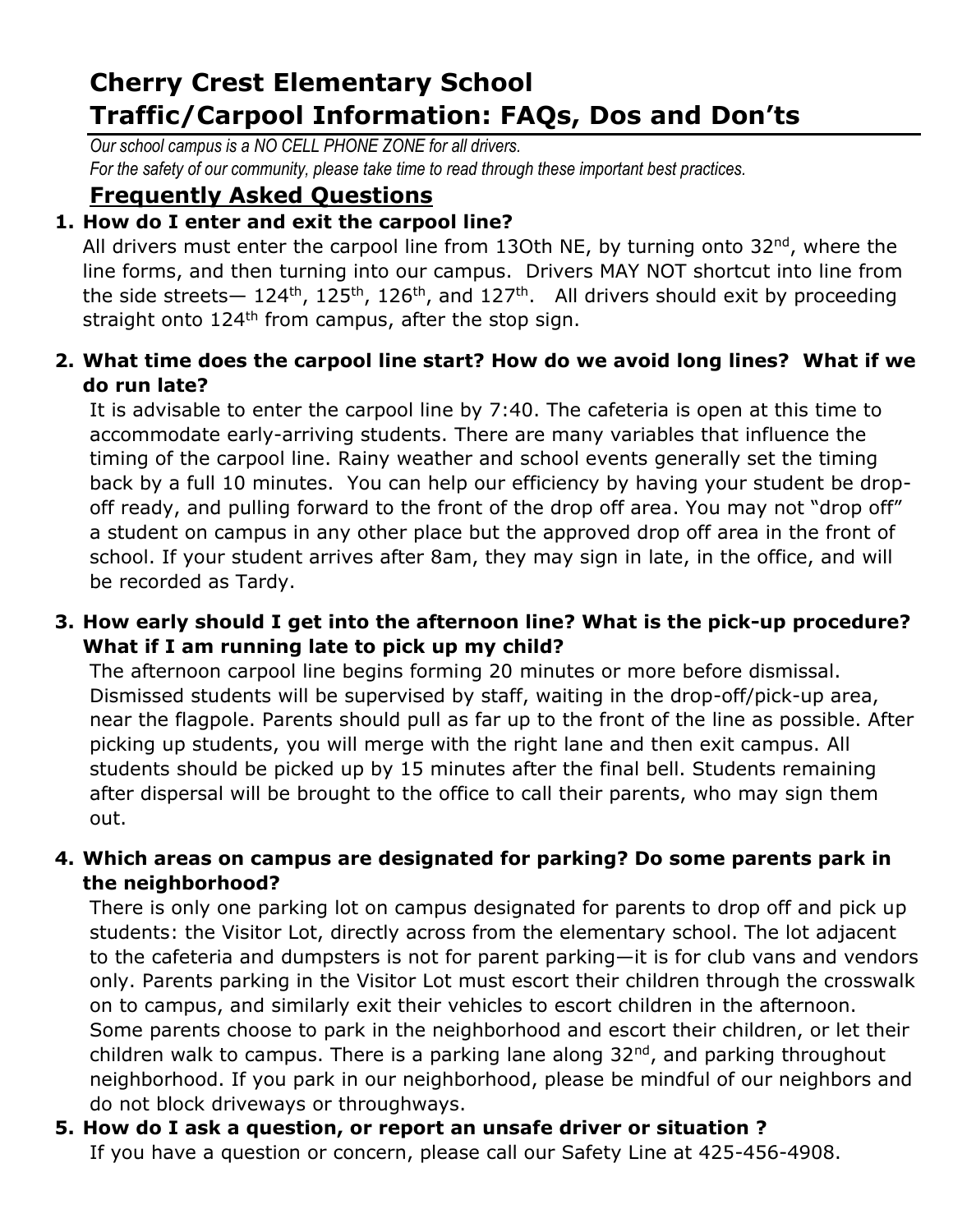# Cherry Crest Elementary School
# Traffic/Carpool Information: FAQs, Dos and Don'ts

*Our school campus is a NO CELL PHONE ZONE for all drivers.*
*For the safety of our community, please take time to read through these important best practices.*

## Frequently Asked Questions

1. **How do I enter and exit the carpool line?**
   All drivers must enter the carpool line from 13Oth NE, by turning onto 32nd, where the line forms, and then turning into our campus. Drivers MAY NOT shortcut into line from the side streets— 124th, 125th, 126th, and 127th. All drivers should exit by proceeding straight onto 124th from campus, after the stop sign.

2. **What time does the carpool line start? How do we avoid long lines? What if we do run late?**
   It is advisable to enter the carpool line by 7:40. The cafeteria is open at this time to accommodate early-arriving students. There are many variables that influence the timing of the carpool line. Rainy weather and school events generally set the timing back by a full 10 minutes. You can help our efficiency by having your student be drop-off ready, and pulling forward to the front of the drop off area. You may not "drop off" a student on campus in any other place but the approved drop off area in the front of school. If your student arrives after 8am, they may sign in late, in the office, and will be recorded as Tardy.

3. **How early should I get into the afternoon line? What is the pick-up procedure? What if I am running late to pick up my child?**
   The afternoon carpool line begins forming 20 minutes or more before dismissal. Dismissed students will be supervised by staff, waiting in the drop-off/pick-up area, near the flagpole. Parents should pull as far up to the front of the line as possible. After picking up students, you will merge with the right lane and then exit campus. All students should be picked up by 15 minutes after the final bell. Students remaining after dispersal will be brought to the office to call their parents, who may sign them out.

4. **Which areas on campus are designated for parking? Do some parents park in the neighborhood?**
   There is only one parking lot on campus designated for parents to drop off and pick up students: the Visitor Lot, directly across from the elementary school. The lot adjacent to the cafeteria and dumpsters is not for parent parking—it is for club vans and vendors only. Parents parking in the Visitor Lot must escort their children through the crosswalk on to campus, and similarly exit their vehicles to escort children in the afternoon. Some parents choose to park in the neighborhood and escort their children, or let their children walk to campus. There is a parking lane along 32nd, and parking throughout neighborhood. If you park in our neighborhood, please be mindful of our neighbors and do not block driveways or throughways.

5. **How do I ask a question, or report an unsafe driver or situation ?**
   If you have a question or concern, please call our Safety Line at 425-456-4908.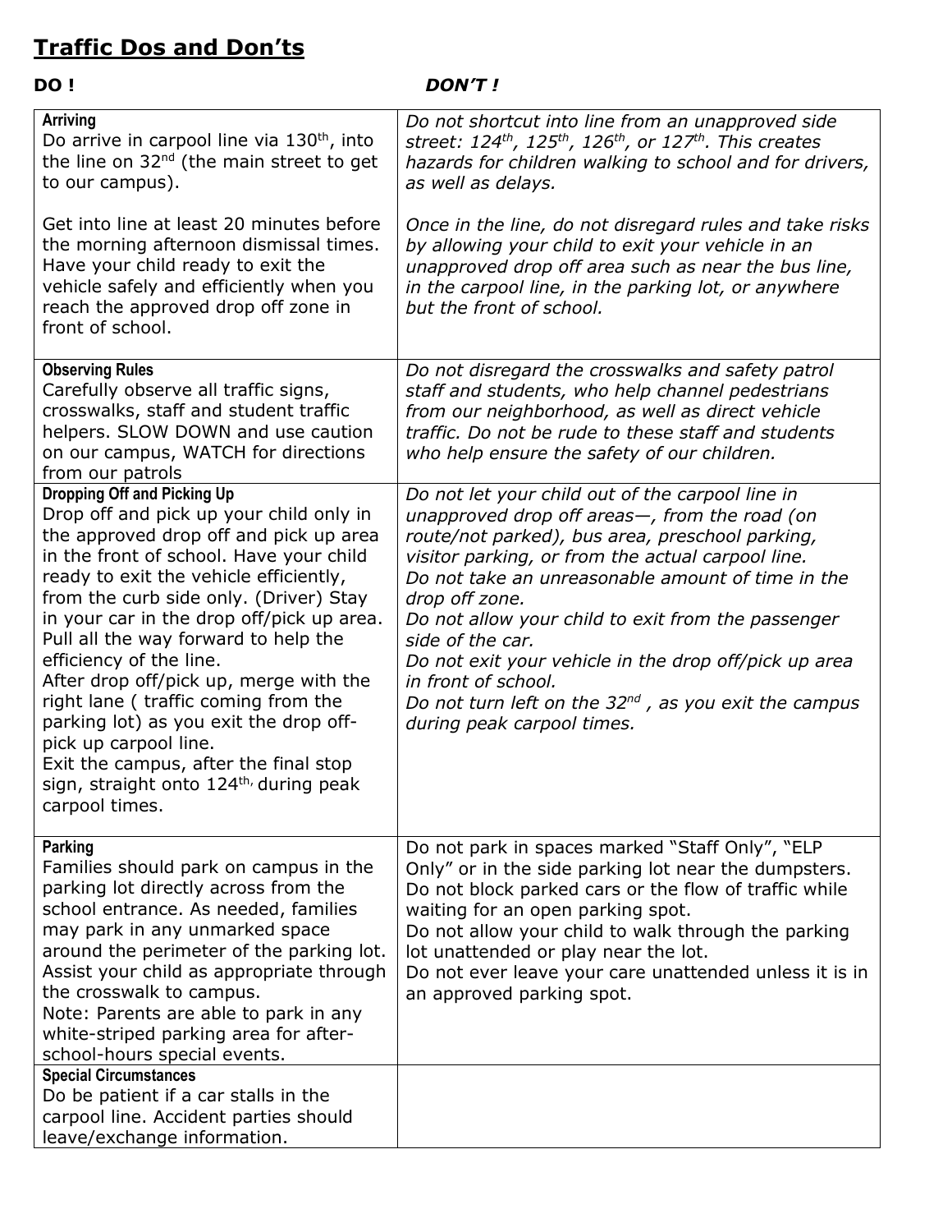## Traffic Dos and Don'ts

| DO ! | *DON'T !* |
|---|---|
| **Arriving**<br>Do arrive in carpool line via 130th, into the line on 32nd (the main street to get to our campus).<br><br>Get into line at least 20 minutes before the morning afternoon dismissal times. Have your child ready to exit the vehicle safely and efficiently when you reach the approved drop off zone in front of school. | *Do not shortcut into line from an unapproved side street: 124th, 125th, 126th, or 127th. This creates hazards for children walking to school and for drivers, as well as delays.*<br><br>*Once in the line, do not disregard rules and take risks by allowing your child to exit your vehicle in an unapproved drop off area such as near the bus line, in the carpool line, in the parking lot, or anywhere but the front of school.* |
| **Observing Rules**<br>Carefully observe all traffic signs, crosswalks, staff and student traffic helpers. SLOW DOWN and use caution on our campus, WATCH for directions from our patrols | *Do not disregard the crosswalks and safety patrol staff and students, who help channel pedestrians from our neighborhood, as well as direct vehicle traffic. Do not be rude to these staff and students who help ensure the safety of our children.* |
| **Dropping Off and Picking Up**<br>Drop off and pick up your child only in the approved drop off and pick up area in the front of school. Have your child ready to exit the vehicle efficiently, from the curb side only. (Driver) Stay in your car in the drop off/pick up area. Pull all the way forward to help the efficiency of the line.<br>After drop off/pick up, merge with the right lane ( traffic coming from the parking lot) as you exit the drop off-pick up carpool line.<br>Exit the campus, after the final stop sign, straight onto 124th, during peak carpool times. | *Do not let your child out of the carpool line in unapproved drop off areas—, from the road (on route/not parked), bus area, preschool parking, visitor parking, or from the actual carpool line.*<br>*Do not take an unreasonable amount of time in the drop off zone.*<br>*Do not allow your child to exit from the passenger side of the car.*<br>*Do not exit your vehicle in the drop off/pick up area in front of school.*<br>*Do not turn left on the 32nd , as you exit the campus during peak carpool times.* |
| **Parking**<br>Families should park on campus in the parking lot directly across from the school entrance. As needed, families may park in any unmarked space around the perimeter of the parking lot. Assist your child as appropriate through the crosswalk to campus.<br>Note: Parents are able to park in any white-striped parking area for after-school-hours special events. | Do not park in spaces marked "Staff Only", "ELP Only" or in the side parking lot near the dumpsters.<br>Do not block parked cars or the flow of traffic while waiting for an open parking spot.<br>Do not allow your child to walk through the parking lot unattended or play near the lot.<br>Do not ever leave your care unattended unless it is in an approved parking spot. |
| **Special Circumstances**<br>Do be patient if a car stalls in the carpool line. Accident parties should leave/exchange information. | |